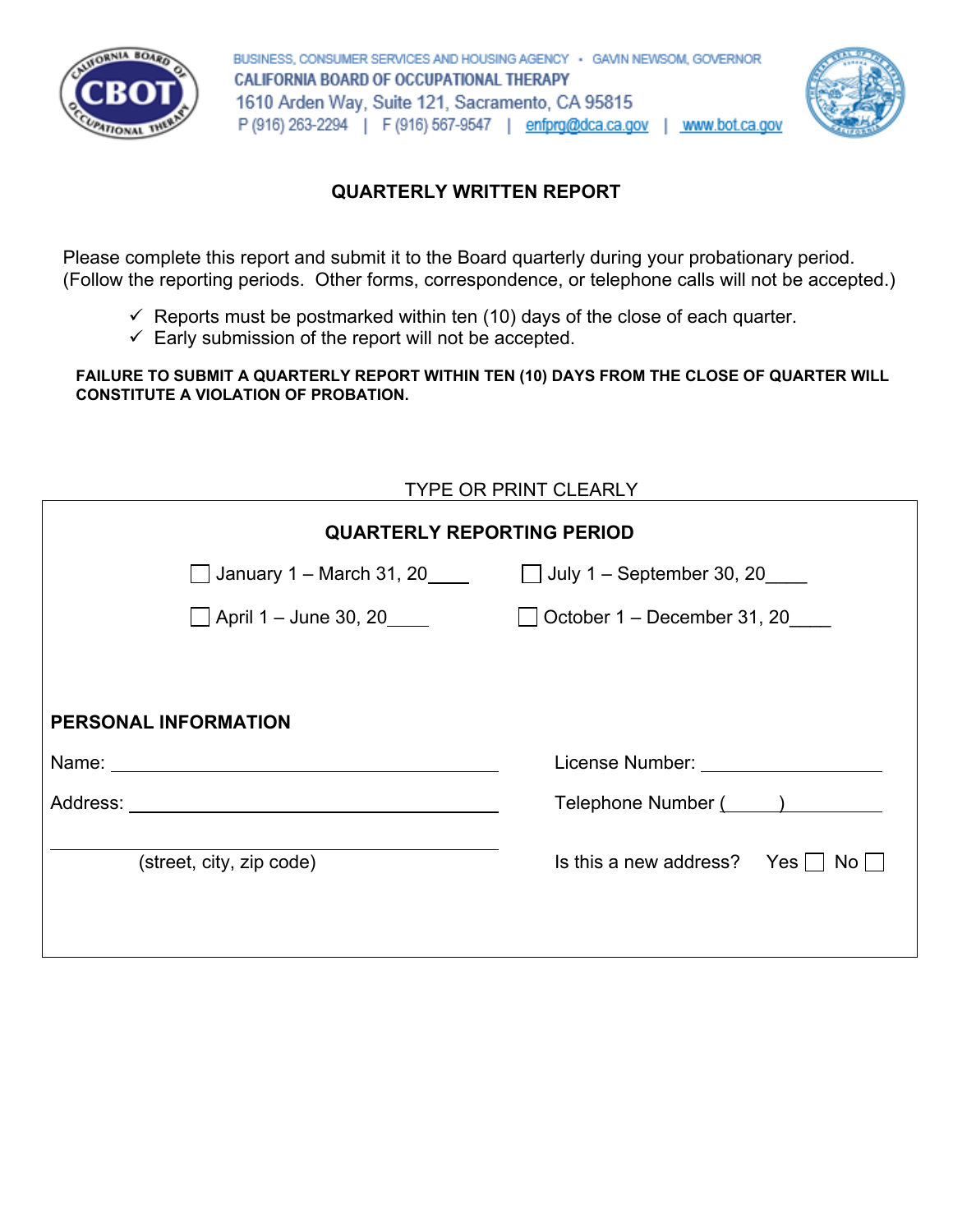BUSINESS, CONSUMER SERVICES AND HOUSING AGENCY • GAVIN NEWSOM, GOVERNOR

CALIFORNIA BOARD OF OCCUPATIONAL THERAPY

1610 Arden Way, Suite 121, Sacramento, CA 95815

P (916) 263-2294 | F (916) 567-9547 | enfprg@dca.ca.gov | www.bot.ca.gov

## QUARTERLY WRITTEN REPORT

Please complete this report and submit it to the Board quarterly during your probationary period. (Follow the reporting periods. Other forms, correspondence, or telephone calls will not be accepted.)

- ✓ Reports must be postmarked within ten (10) days of the close of each quarter.
- ✓ Early submission of the report will not be accepted.

**FAILURE TO SUBMIT A QUARTERLY REPORT WITHIN TEN (10) DAYS FROM THE CLOSE OF QUARTER WILL CONSTITUTE A VIOLATION OF PROBATION.**

TYPE OR PRINT CLEARLY

### QUARTERLY REPORTING PERIOD

- ☐ January 1 – March 31, 20____
- ☐ July 1 – September 30, 20____
- ☐ April 1 – June 30, 20____
- ☐ October 1 – December 31, 20____

### PERSONAL INFORMATION

Name: ________________________________________

License Number: ____________________

Address: ________________________________________

________________________________________

(street, city, zip code)

Telephone Number (_____) ____________

Is this a new address? Yes ☐ No ☐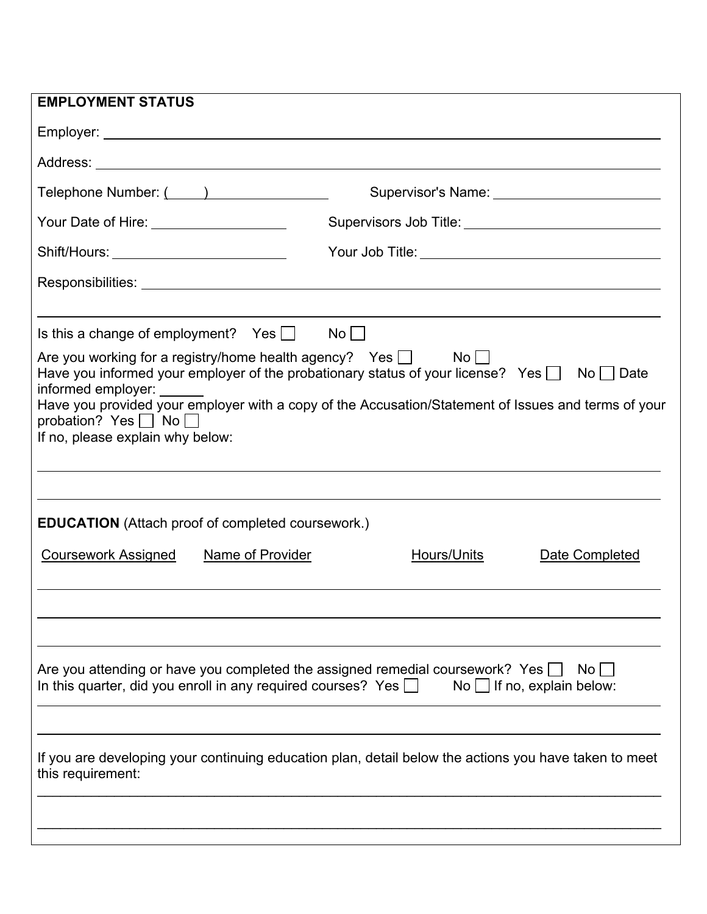**EMPLOYMENT STATUS**

Employer: ______________________________________________________________

Address: ______________________________________________________________

Telephone Number: (     ) ________________ Supervisor's Name: ______________________

Your Date of Hire: __________________ Supervisors Job Title: __________________________

Shift/Hours: ________________________ Your Job Title: ________________________________

Responsibilities: ________________________________________________________________

______________________________________________________________________________

Is this a change of employment? Yes ☐ No ☐

Are you working for a registry/home health agency? Yes ☐ No ☐

Have you informed your employer of the probationary status of your license? Yes ☐ No ☐ Date informed employer: ______

Have you provided your employer with a copy of the Accusation/Statement of Issues and terms of your probation? Yes ☐ No ☐

If no, please explain why below:

______________________________________________________________________________

______________________________________________________________________________

**EDUCATION** (Attach proof of completed coursework.)

| Coursework Assigned | Name of Provider | Hours/Units | Date Completed |
|---|---|---|---|
| | | | |
| | | | |
| | | | |

Are you attending or have you completed the assigned remedial coursework? Yes ☐ No ☐

In this quarter, did you enroll in any required courses? Yes ☐ No ☐ If no, explain below:

______________________________________________________________________________

______________________________________________________________________________

If you are developing your continuing education plan, detail below the actions you have taken to meet this requirement:

______________________________________________________________________________

______________________________________________________________________________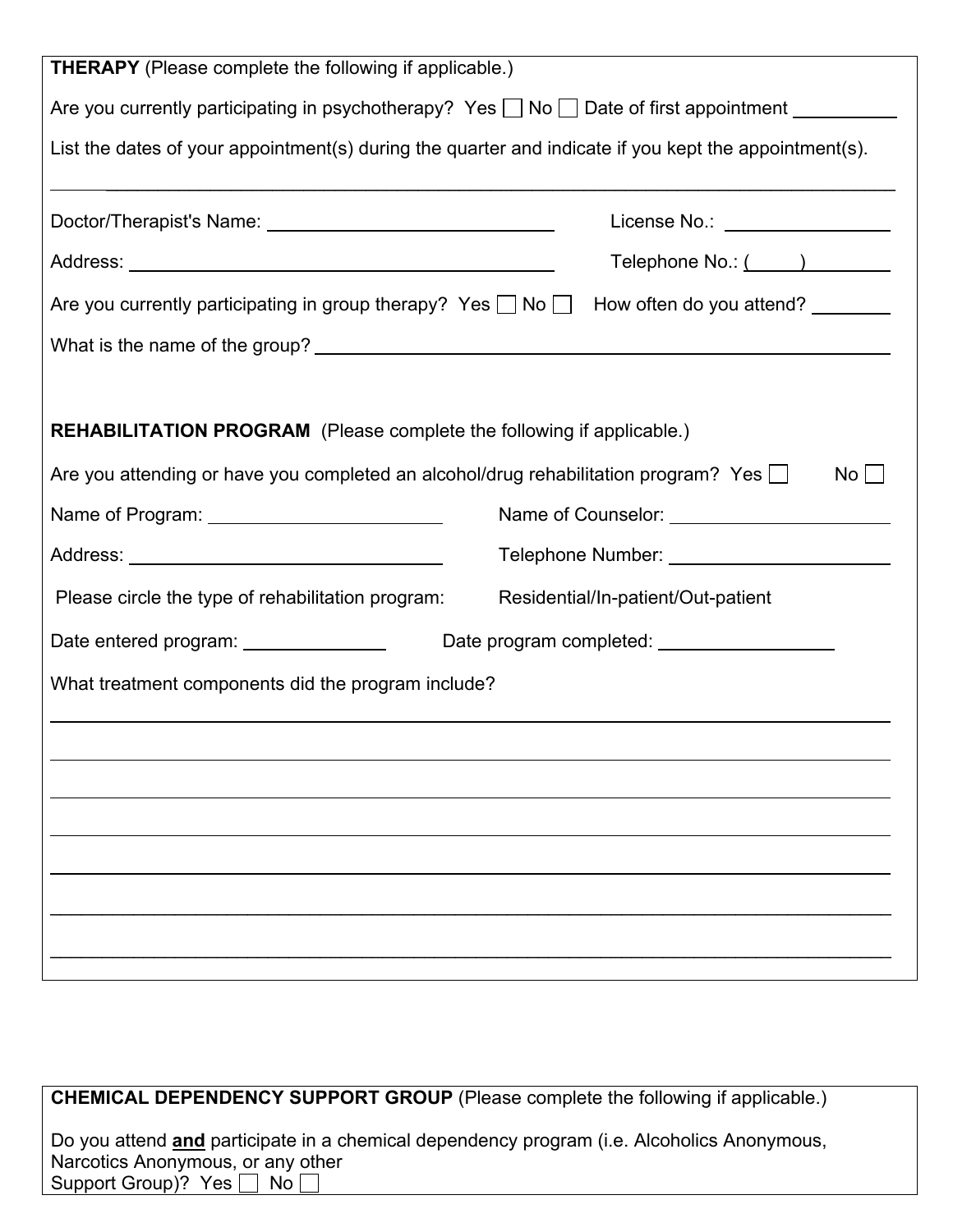**THERAPY** (Please complete the following if applicable.)

Are you currently participating in psychotherapy? Yes ☐ No ☐ Date of first appointment __________

List the dates of your appointment(s) during the quarter and indicate if you kept the appointment(s).

______________________________________________________________________________

Doctor/Therapist's Name: ____________________________ License No.: ________________

Address: ____________________________________________ Telephone No.: (     ) ________

Are you currently participating in group therapy? Yes ☐ No ☐ How often do you attend? ________

What is the name of the group? ______________________________________________________

**REHABILITATION PROGRAM** (Please complete the following if applicable.)

Are you attending or have you completed an alcohol/drug rehabilitation program? Yes ☐ No ☐

Name of Program: ______________________ Name of Counselor: ______________________

Address: ______________________________ Telephone Number: ______________________

Please circle the type of rehabilitation program: Residential/In-patient/Out-patient

Date entered program: ______________ Date program completed: _________________

What treatment components did the program include?

______________________________________________________________________________

______________________________________________________________________________

______________________________________________________________________________

______________________________________________________________________________

______________________________________________________________________________

______________________________________________________________________________

______________________________________________________________________________

**CHEMICAL DEPENDENCY SUPPORT GROUP** (Please complete the following if applicable.)

Do you attend **and** participate in a chemical dependency program (i.e. Alcoholics Anonymous, Narcotics Anonymous, or any other Support Group)? Yes ☐ No ☐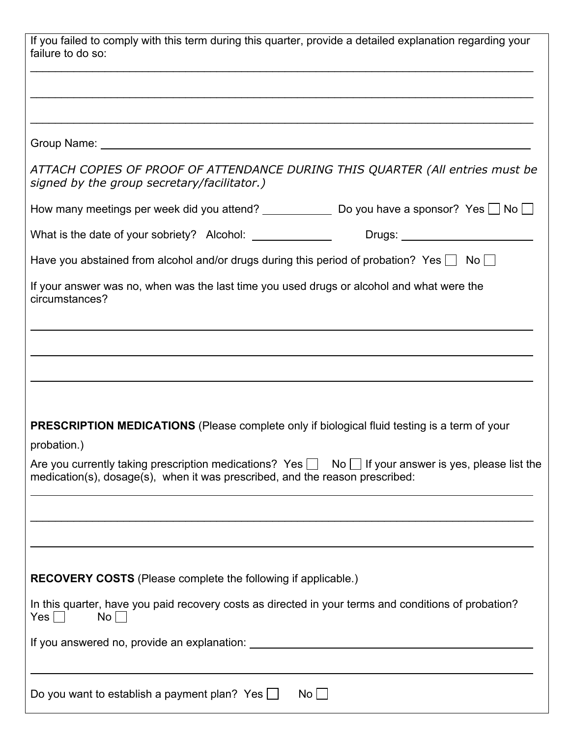If you failed to comply with this term during this quarter, provide a detailed explanation regarding your failure to do so:

\_\_\_\_\_\_\_\_\_\_\_\_\_\_\_\_\_\_\_\_\_\_\_\_\_\_\_\_\_\_\_\_\_\_\_\_\_\_\_\_\_\_\_\_\_\_\_\_\_\_\_\_\_\_\_\_\_\_\_\_\_\_\_\_\_\_\_\_\_\_\_\_\_\_\_\_

\_\_\_\_\_\_\_\_\_\_\_\_\_\_\_\_\_\_\_\_\_\_\_\_\_\_\_\_\_\_\_\_\_\_\_\_\_\_\_\_\_\_\_\_\_\_\_\_\_\_\_\_\_\_\_\_\_\_\_\_\_\_\_\_\_\_\_\_\_\_\_\_\_\_\_\_

\_\_\_\_\_\_\_\_\_\_\_\_\_\_\_\_\_\_\_\_\_\_\_\_\_\_\_\_\_\_\_\_\_\_\_\_\_\_\_\_\_\_\_\_\_\_\_\_\_\_\_\_\_\_\_\_\_\_\_\_\_\_\_\_\_\_\_\_\_\_\_\_\_\_\_\_

Group Name: \_\_\_\_\_\_\_\_\_\_\_\_\_\_\_\_\_\_\_\_\_\_\_\_\_\_\_\_\_\_\_\_\_\_\_\_\_\_\_\_\_\_\_\_\_\_\_\_\_\_\_\_\_\_\_\_\_\_\_\_\_\_\_\_

*ATTACH COPIES OF PROOF OF ATTENDANCE DURING THIS QUARTER (All entries must be signed by the group secretary/facilitator.)*

How many meetings per week did you attend? \_\_\_\_\_\_\_\_\_\_ Do you have a sponsor? Yes ☐ No ☐

What is the date of your sobriety? Alcohol: \_\_\_\_\_\_\_\_\_\_\_\_ Drugs: \_\_\_\_\_\_\_\_\_\_\_\_\_\_\_\_\_\_\_\_

Have you abstained from alcohol and/or drugs during this period of probation? Yes ☐ No ☐

If your answer was no, when was the last time you used drugs or alcohol and what were the circumstances?

\_\_\_\_\_\_\_\_\_\_\_\_\_\_\_\_\_\_\_\_\_\_\_\_\_\_\_\_\_\_\_\_\_\_\_\_\_\_\_\_\_\_\_\_\_\_\_\_\_\_\_\_\_\_\_\_\_\_\_\_\_\_\_\_\_\_\_\_\_\_\_\_\_\_\_\_

\_\_\_\_\_\_\_\_\_\_\_\_\_\_\_\_\_\_\_\_\_\_\_\_\_\_\_\_\_\_\_\_\_\_\_\_\_\_\_\_\_\_\_\_\_\_\_\_\_\_\_\_\_\_\_\_\_\_\_\_\_\_\_\_\_\_\_\_\_\_\_\_\_\_\_\_

\_\_\_\_\_\_\_\_\_\_\_\_\_\_\_\_\_\_\_\_\_\_\_\_\_\_\_\_\_\_\_\_\_\_\_\_\_\_\_\_\_\_\_\_\_\_\_\_\_\_\_\_\_\_\_\_\_\_\_\_\_\_\_\_\_\_\_\_\_\_\_\_\_\_\_\_

**PRESCRIPTION MEDICATIONS** (Please complete only if biological fluid testing is a term of your probation.)

Are you currently taking prescription medications? Yes ☐ No ☐ If your answer is yes, please list the medication(s), dosage(s), when it was prescribed, and the reason prescribed:

\_\_\_\_\_\_\_\_\_\_\_\_\_\_\_\_\_\_\_\_\_\_\_\_\_\_\_\_\_\_\_\_\_\_\_\_\_\_\_\_\_\_\_\_\_\_\_\_\_\_\_\_\_\_\_\_\_\_\_\_\_\_\_\_\_\_\_\_\_\_\_\_\_\_\_\_

\_\_\_\_\_\_\_\_\_\_\_\_\_\_\_\_\_\_\_\_\_\_\_\_\_\_\_\_\_\_\_\_\_\_\_\_\_\_\_\_\_\_\_\_\_\_\_\_\_\_\_\_\_\_\_\_\_\_\_\_\_\_\_\_\_\_\_\_\_\_\_\_\_\_\_\_

\_\_\_\_\_\_\_\_\_\_\_\_\_\_\_\_\_\_\_\_\_\_\_\_\_\_\_\_\_\_\_\_\_\_\_\_\_\_\_\_\_\_\_\_\_\_\_\_\_\_\_\_\_\_\_\_\_\_\_\_\_\_\_\_\_\_\_\_\_\_\_\_\_\_\_\_

**RECOVERY COSTS** (Please complete the following if applicable.)

In this quarter, have you paid recovery costs as directed in your terms and conditions of probation?
Yes ☐ No ☐

If you answered no, provide an explanation: \_\_\_\_\_\_\_\_\_\_\_\_\_\_\_\_\_\_\_\_\_\_\_\_\_\_\_\_\_\_\_\_\_\_\_\_\_\_\_\_\_\_\_\_

\_\_\_\_\_\_\_\_\_\_\_\_\_\_\_\_\_\_\_\_\_\_\_\_\_\_\_\_\_\_\_\_\_\_\_\_\_\_\_\_\_\_\_\_\_\_\_\_\_\_\_\_\_\_\_\_\_\_\_\_\_\_\_\_\_\_\_\_\_\_\_\_\_\_\_\_

Do you want to establish a payment plan? Yes ☐ No ☐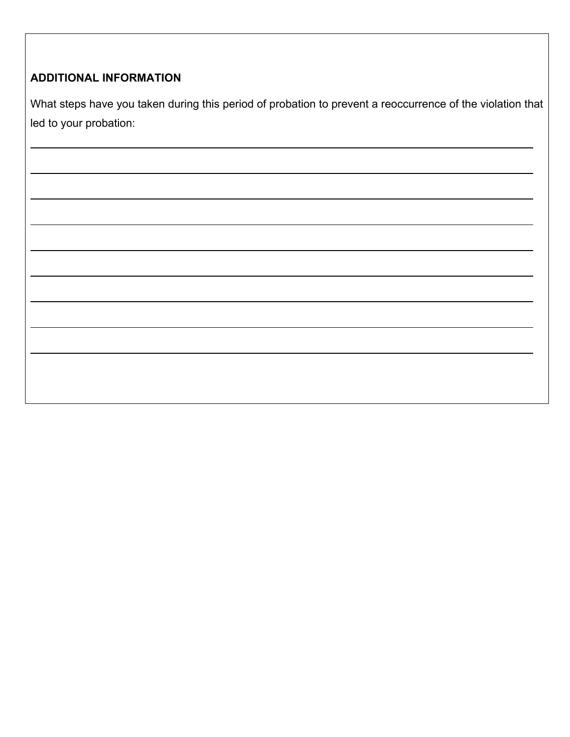**ADDITIONAL INFORMATION**

What steps have you taken during this period of probation to prevent a reoccurrence of the violation that led to your probation:

\_\_\_\_\_\_\_\_\_\_\_\_\_\_\_\_\_\_\_\_\_\_\_\_\_\_\_\_\_\_\_\_\_\_\_\_\_\_\_\_\_\_\_\_\_\_\_\_\_\_\_\_\_\_\_\_\_\_\_\_\_\_\_\_\_\_\_\_\_\_\_\_\_\_\_\_\_\_

\_\_\_\_\_\_\_\_\_\_\_\_\_\_\_\_\_\_\_\_\_\_\_\_\_\_\_\_\_\_\_\_\_\_\_\_\_\_\_\_\_\_\_\_\_\_\_\_\_\_\_\_\_\_\_\_\_\_\_\_\_\_\_\_\_\_\_\_\_\_\_\_\_\_\_\_\_\_

\_\_\_\_\_\_\_\_\_\_\_\_\_\_\_\_\_\_\_\_\_\_\_\_\_\_\_\_\_\_\_\_\_\_\_\_\_\_\_\_\_\_\_\_\_\_\_\_\_\_\_\_\_\_\_\_\_\_\_\_\_\_\_\_\_\_\_\_\_\_\_\_\_\_\_\_\_\_

\_\_\_\_\_\_\_\_\_\_\_\_\_\_\_\_\_\_\_\_\_\_\_\_\_\_\_\_\_\_\_\_\_\_\_\_\_\_\_\_\_\_\_\_\_\_\_\_\_\_\_\_\_\_\_\_\_\_\_\_\_\_\_\_\_\_\_\_\_\_\_\_\_\_\_\_\_\_

\_\_\_\_\_\_\_\_\_\_\_\_\_\_\_\_\_\_\_\_\_\_\_\_\_\_\_\_\_\_\_\_\_\_\_\_\_\_\_\_\_\_\_\_\_\_\_\_\_\_\_\_\_\_\_\_\_\_\_\_\_\_\_\_\_\_\_\_\_\_\_\_\_\_\_\_\_\_

\_\_\_\_\_\_\_\_\_\_\_\_\_\_\_\_\_\_\_\_\_\_\_\_\_\_\_\_\_\_\_\_\_\_\_\_\_\_\_\_\_\_\_\_\_\_\_\_\_\_\_\_\_\_\_\_\_\_\_\_\_\_\_\_\_\_\_\_\_\_\_\_\_\_\_\_\_\_

\_\_\_\_\_\_\_\_\_\_\_\_\_\_\_\_\_\_\_\_\_\_\_\_\_\_\_\_\_\_\_\_\_\_\_\_\_\_\_\_\_\_\_\_\_\_\_\_\_\_\_\_\_\_\_\_\_\_\_\_\_\_\_\_\_\_\_\_\_\_\_\_\_\_\_\_\_\_

\_\_\_\_\_\_\_\_\_\_\_\_\_\_\_\_\_\_\_\_\_\_\_\_\_\_\_\_\_\_\_\_\_\_\_\_\_\_\_\_\_\_\_\_\_\_\_\_\_\_\_\_\_\_\_\_\_\_\_\_\_\_\_\_\_\_\_\_\_\_\_\_\_\_\_\_\_\_

\_\_\_\_\_\_\_\_\_\_\_\_\_\_\_\_\_\_\_\_\_\_\_\_\_\_\_\_\_\_\_\_\_\_\_\_\_\_\_\_\_\_\_\_\_\_\_\_\_\_\_\_\_\_\_\_\_\_\_\_\_\_\_\_\_\_\_\_\_\_\_\_\_\_\_\_\_\_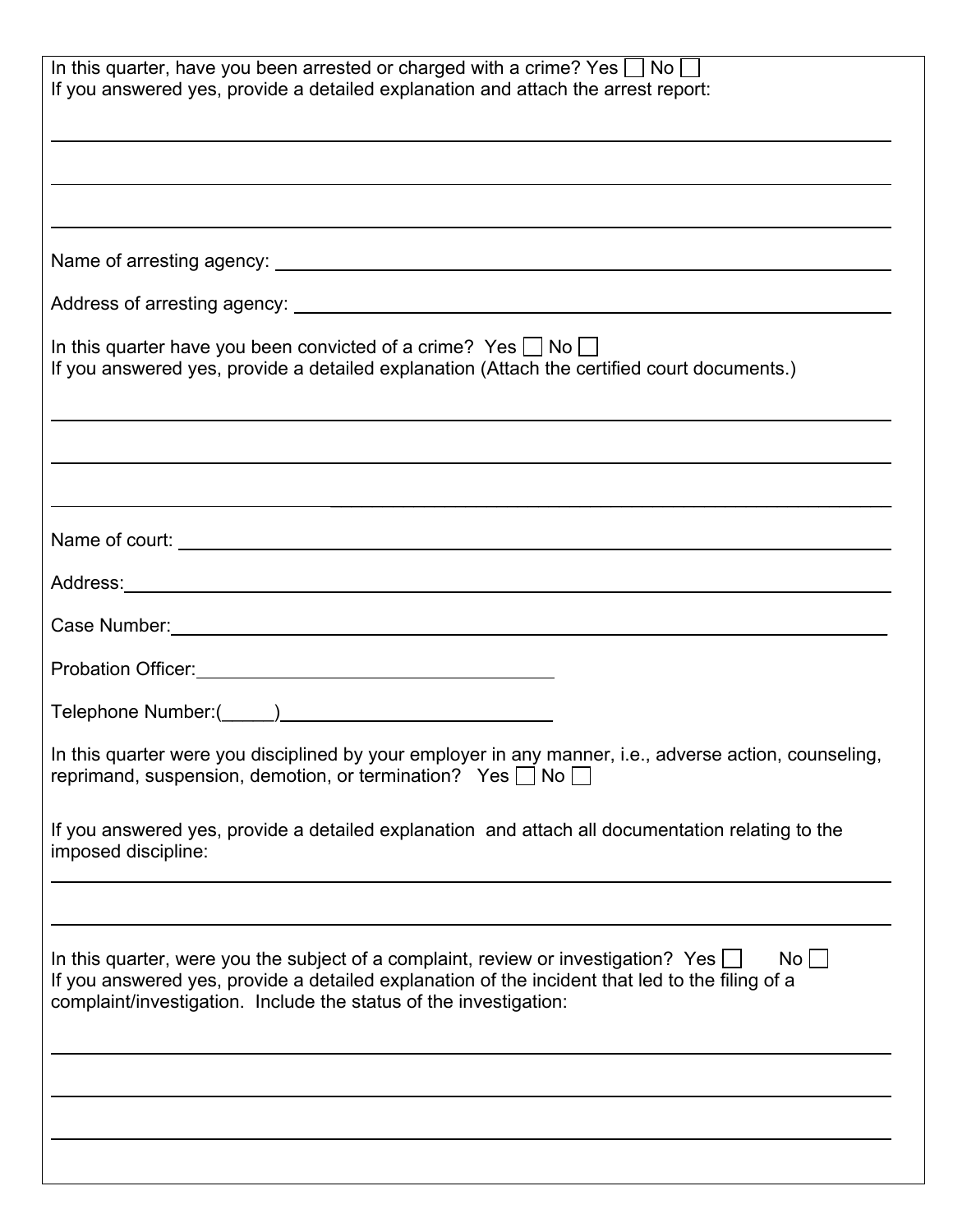In this quarter, have you been arrested or charged with a crime? Yes ☐ No ☐
If you answered yes, provide a detailed explanation and attach the arrest report:

\_\_\_\_\_\_\_\_\_\_\_\_\_\_\_\_\_\_\_\_\_\_\_\_\_\_\_\_\_\_\_\_\_\_\_\_\_\_\_\_\_\_\_\_\_\_\_\_\_\_\_\_\_\_\_\_\_\_\_\_\_\_\_\_\_\_\_\_\_\_

\_\_\_\_\_\_\_\_\_\_\_\_\_\_\_\_\_\_\_\_\_\_\_\_\_\_\_\_\_\_\_\_\_\_\_\_\_\_\_\_\_\_\_\_\_\_\_\_\_\_\_\_\_\_\_\_\_\_\_\_\_\_\_\_\_\_\_\_\_\_

\_\_\_\_\_\_\_\_\_\_\_\_\_\_\_\_\_\_\_\_\_\_\_\_\_\_\_\_\_\_\_\_\_\_\_\_\_\_\_\_\_\_\_\_\_\_\_\_\_\_\_\_\_\_\_\_\_\_\_\_\_\_\_\_\_\_\_\_\_\_

Name of arresting agency: \_\_\_\_\_\_\_\_\_\_\_\_\_\_\_\_\_\_\_\_\_\_\_\_\_\_\_\_\_\_\_\_\_\_\_\_\_\_\_\_\_\_\_\_\_\_\_\_

Address of arresting agency: \_\_\_\_\_\_\_\_\_\_\_\_\_\_\_\_\_\_\_\_\_\_\_\_\_\_\_\_\_\_\_\_\_\_\_\_\_\_\_\_\_\_\_\_\_\_

In this quarter have you been convicted of a crime? Yes ☐ No ☐
If you answered yes, provide a detailed explanation (Attach the certified court documents.)

\_\_\_\_\_\_\_\_\_\_\_\_\_\_\_\_\_\_\_\_\_\_\_\_\_\_\_\_\_\_\_\_\_\_\_\_\_\_\_\_\_\_\_\_\_\_\_\_\_\_\_\_\_\_\_\_\_\_\_\_\_\_\_\_\_\_\_\_\_\_

\_\_\_\_\_\_\_\_\_\_\_\_\_\_\_\_\_\_\_\_\_\_\_\_\_\_\_\_\_\_\_\_\_\_\_\_\_\_\_\_\_\_\_\_\_\_\_\_\_\_\_\_\_\_\_\_\_\_\_\_\_\_\_\_\_\_\_\_\_\_

\_\_\_\_\_\_\_\_\_\_\_\_\_\_\_\_\_\_\_\_\_\_\_\_\_\_\_\_\_\_\_\_\_\_\_\_\_\_\_\_\_\_\_\_\_\_\_\_\_\_\_\_\_\_\_\_\_\_\_\_\_\_\_\_\_\_\_\_\_\_

Name of court: \_\_\_\_\_\_\_\_\_\_\_\_\_\_\_\_\_\_\_\_\_\_\_\_\_\_\_\_\_\_\_\_\_\_\_\_\_\_\_\_\_\_\_\_\_\_\_\_\_\_\_\_\_\_\_\_\_\_

Address: \_\_\_\_\_\_\_\_\_\_\_\_\_\_\_\_\_\_\_\_\_\_\_\_\_\_\_\_\_\_\_\_\_\_\_\_\_\_\_\_\_\_\_\_\_\_\_\_\_\_\_\_\_\_\_\_\_\_\_\_\_\_

Case Number: \_\_\_\_\_\_\_\_\_\_\_\_\_\_\_\_\_\_\_\_\_\_\_\_\_\_\_\_\_\_\_\_\_\_\_\_\_\_\_\_\_\_\_\_\_\_\_\_\_\_\_\_\_\_\_\_\_\_

Probation Officer: \_\_\_\_\_\_\_\_\_\_\_\_\_\_\_\_\_\_\_\_\_\_\_\_\_\_\_\_\_\_\_\_

Telephone Number:(\_\_\_\_\_)\_\_\_\_\_\_\_\_\_\_\_\_\_\_\_\_\_\_\_\_\_\_\_\_\_\_

In this quarter were you disciplined by your employer in any manner, i.e., adverse action, counseling, reprimand, suspension, demotion, or termination? Yes ☐ No ☐

If you answered yes, provide a detailed explanation and attach all documentation relating to the imposed discipline:

\_\_\_\_\_\_\_\_\_\_\_\_\_\_\_\_\_\_\_\_\_\_\_\_\_\_\_\_\_\_\_\_\_\_\_\_\_\_\_\_\_\_\_\_\_\_\_\_\_\_\_\_\_\_\_\_\_\_\_\_\_\_\_\_\_\_\_\_\_\_

\_\_\_\_\_\_\_\_\_\_\_\_\_\_\_\_\_\_\_\_\_\_\_\_\_\_\_\_\_\_\_\_\_\_\_\_\_\_\_\_\_\_\_\_\_\_\_\_\_\_\_\_\_\_\_\_\_\_\_\_\_\_\_\_\_\_\_\_\_\_

In this quarter, were you the subject of a complaint, review or investigation? Yes ☐ No ☐
If you answered yes, provide a detailed explanation of the incident that led to the filing of a complaint/investigation. Include the status of the investigation:

\_\_\_\_\_\_\_\_\_\_\_\_\_\_\_\_\_\_\_\_\_\_\_\_\_\_\_\_\_\_\_\_\_\_\_\_\_\_\_\_\_\_\_\_\_\_\_\_\_\_\_\_\_\_\_\_\_\_\_\_\_\_\_\_\_\_\_\_\_\_

\_\_\_\_\_\_\_\_\_\_\_\_\_\_\_\_\_\_\_\_\_\_\_\_\_\_\_\_\_\_\_\_\_\_\_\_\_\_\_\_\_\_\_\_\_\_\_\_\_\_\_\_\_\_\_\_\_\_\_\_\_\_\_\_\_\_\_\_\_\_

\_\_\_\_\_\_\_\_\_\_\_\_\_\_\_\_\_\_\_\_\_\_\_\_\_\_\_\_\_\_\_\_\_\_\_\_\_\_\_\_\_\_\_\_\_\_\_\_\_\_\_\_\_\_\_\_\_\_\_\_\_\_\_\_\_\_\_\_\_\_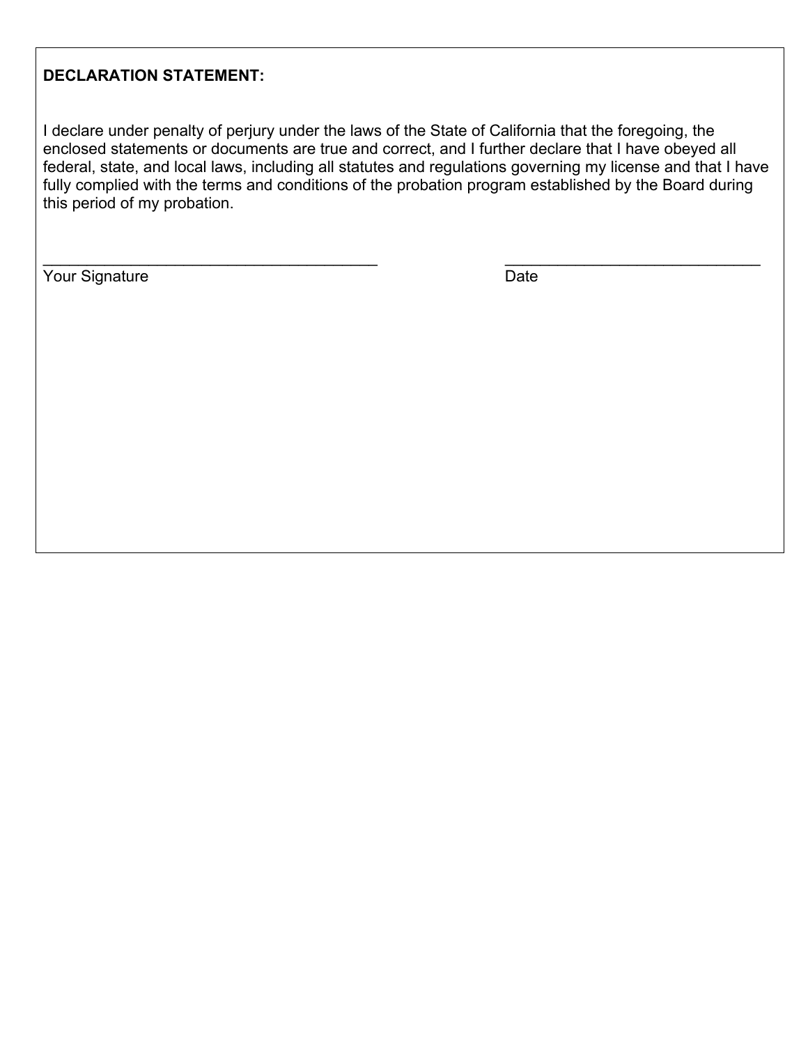**DECLARATION STATEMENT:**

I declare under penalty of perjury under the laws of the State of California that the foregoing, the enclosed statements or documents are true and correct, and I further declare that I have obeyed all federal, state, and local laws, including all statutes and regulations governing my license and that I have fully complied with the terms and conditions of the probation program established by the Board during this period of my probation.

\_\_\_\_\_\_\_\_\_\_\_\_\_\_\_\_\_\_\_\_\_\_\_\_\_\_\_\_\_\_\_\_\_\_\_\_\_\_\_\_
Your Signature

\_\_\_\_\_\_\_\_\_\_\_\_\_\_\_\_\_\_\_\_\_\_\_\_\_\_\_\_\_\_\_\_
Date